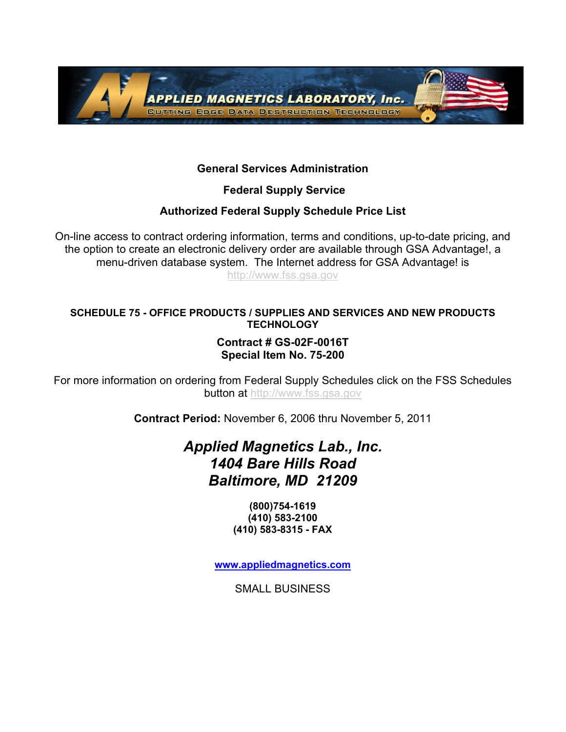APPLIED MAGNETICS LABORATORY, Inc.
CUTTING EDGE DATA DESTRUCTION TECHNOLOGY

**General Services Administration**

**Federal Supply Service**

**Authorized Federal Supply Schedule Price List**

On-line access to contract ordering information, terms and conditions, up-to-date pricing, and the option to create an electronic delivery order are available through GSA Advantage!, a menu-driven database system. The Internet address for GSA Advantage! is http://www.fss.gsa.gov

**SCHEDULE 75 - OFFICE PRODUCTS / SUPPLIES AND SERVICES AND NEW PRODUCTS TECHNOLOGY**

**Contract # GS-02F-0016T**
**Special Item No. 75-200**

For more information on ordering from Federal Supply Schedules click on the FSS Schedules button at http://www.fss.gsa.gov

**Contract Period:** November 6, 2006 thru November 5, 2011

***Applied Magnetics Lab., Inc.***
***1404 Bare Hills Road***
***Baltimore, MD 21209***

**(800)754-1619**
**(410) 583-2100**
**(410) 583-8315 - FAX**

**www.appliedmagnetics.com**

SMALL BUSINESS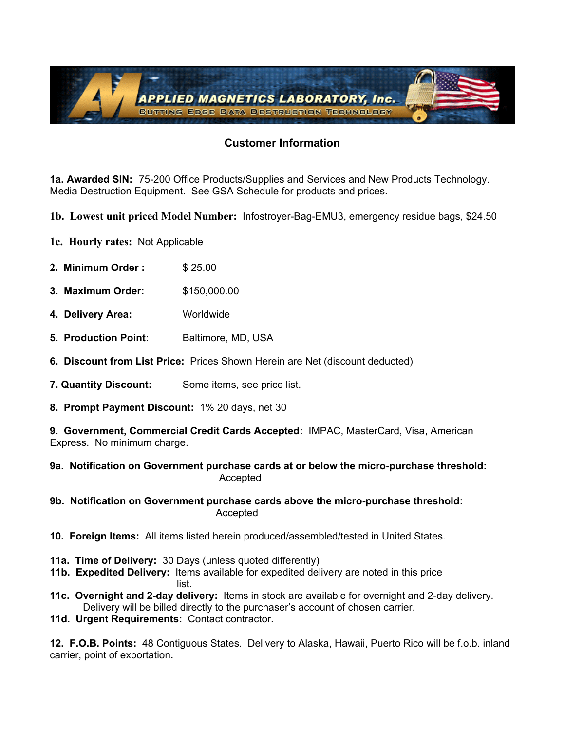APPLIED MAGNETICS LABORATORY, Inc.

CUTTING EDGE DATA DESTRUCTION TECHNOLOGY

## Customer Information

**1a. Awarded SIN:** 75-200 Office Products/Supplies and Services and New Products Technology. Media Destruction Equipment. See GSA Schedule for products and prices.

**1b. Lowest unit priced Model Number:** Infostroyer-Bag-EMU3, emergency residue bags, $24.50

**1c. Hourly rates:** Not Applicable

**2. Minimum Order :** $ 25.00

**3. Maximum Order:** $150,000.00

**4. Delivery Area:** Worldwide

**5. Production Point:** Baltimore, MD, USA

**6. Discount from List Price:** Prices Shown Herein are Net (discount deducted)

**7. Quantity Discount:** Some items, see price list.

**8. Prompt Payment Discount:** 1% 20 days, net 30

**9. Government, Commercial Credit Cards Accepted:** IMPAC, MasterCard, Visa, American Express. No minimum charge.

**9a. Notification on Government purchase cards at or below the micro-purchase threshold:** Accepted

**9b. Notification on Government purchase cards above the micro-purchase threshold:** Accepted

**10. Foreign Items:** All items listed herein produced/assembled/tested in United States.

**11a. Time of Delivery:** 30 Days (unless quoted differently)
**11b. Expedited Delivery:** Items available for expedited delivery are noted in this price list.
**11c. Overnight and 2-day delivery:** Items in stock are available for overnight and 2-day delivery. Delivery will be billed directly to the purchaser's account of chosen carrier.
**11d. Urgent Requirements:** Contact contractor.

**12. F.O.B. Points:** 48 Contiguous States. Delivery to Alaska, Hawaii, Puerto Rico will be f.o.b. inland carrier, point of exportation**.**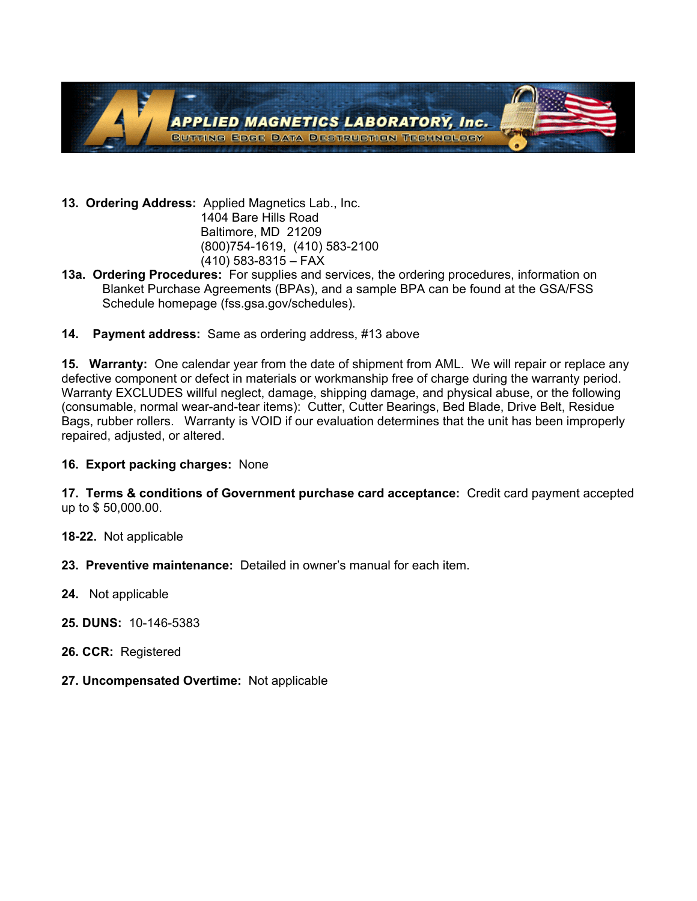**13. Ordering Address:** Applied Magnetics Lab., Inc.
1404 Bare Hills Road
Baltimore, MD 21209
(800)754-1619, (410) 583-2100
(410) 583-8315 – FAX

**13a. Ordering Procedures:** For supplies and services, the ordering procedures, information on Blanket Purchase Agreements (BPAs), and a sample BPA can be found at the GSA/FSS Schedule homepage (fss.gsa.gov/schedules).

**14. Payment address:** Same as ordering address, #13 above

**15. Warranty:** One calendar year from the date of shipment from AML. We will repair or replace any defective component or defect in materials or workmanship free of charge during the warranty period. Warranty EXCLUDES willful neglect, damage, shipping damage, and physical abuse, or the following (consumable, normal wear-and-tear items): Cutter, Cutter Bearings, Bed Blade, Drive Belt, Residue Bags, rubber rollers. Warranty is VOID if our evaluation determines that the unit has been improperly repaired, adjusted, or altered.

**16. Export packing charges:** None

**17. Terms & conditions of Government purchase card acceptance:** Credit card payment accepted up to $ 50,000.00.

**18-22.** Not applicable

**23. Preventive maintenance:** Detailed in owner's manual for each item.

**24.** Not applicable

**25. DUNS:** 10-146-5383

**26. CCR:** Registered

**27. Uncompensated Overtime:** Not applicable